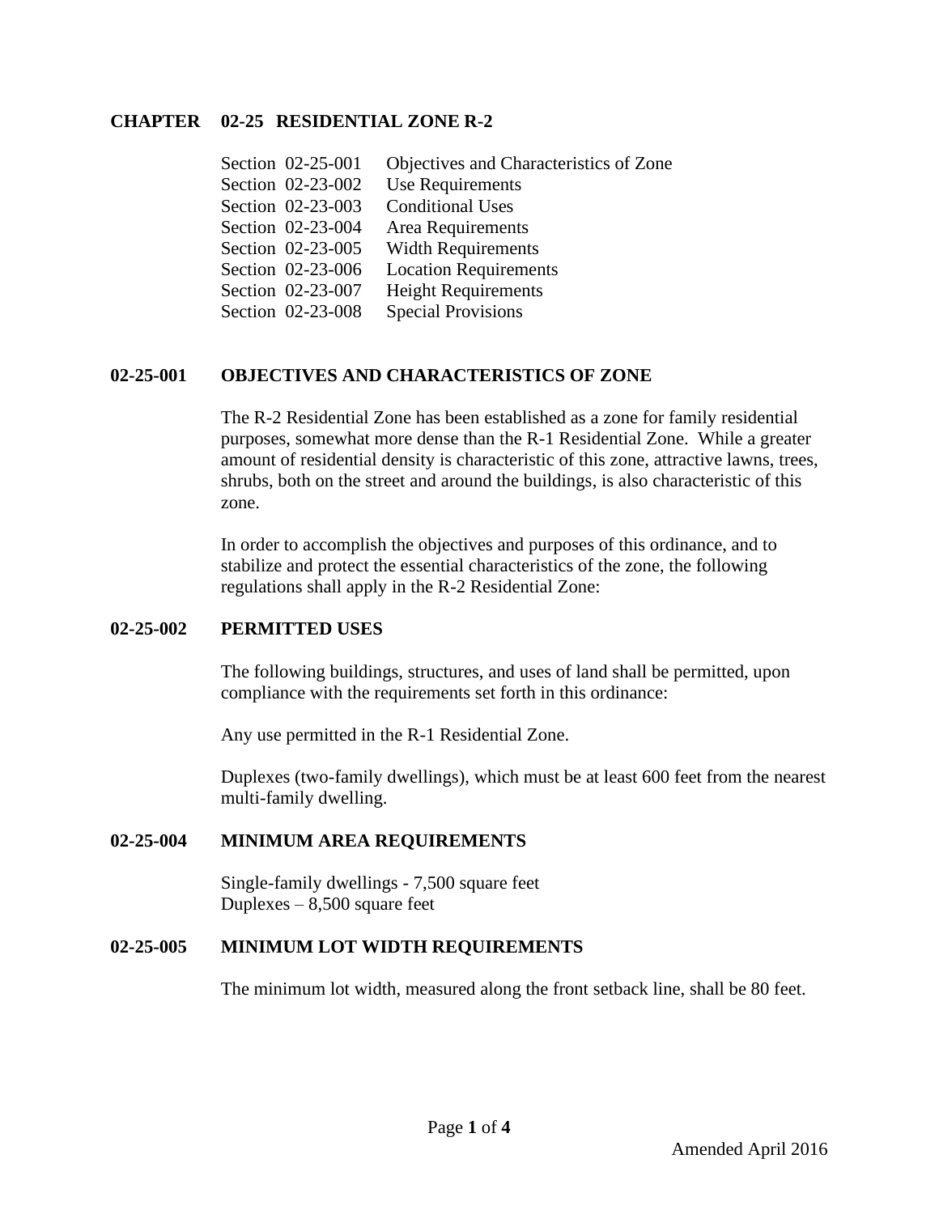# CHAPTER 02-25 RESIDENTIAL ZONE R-2

| | |
|---|---|
| Section 02-25-001 | Objectives and Characteristics of Zone |
| Section 02-23-002 | Use Requirements |
| Section 02-23-003 | Conditional Uses |
| Section 02-23-004 | Area Requirements |
| Section 02-23-005 | Width Requirements |
| Section 02-23-006 | Location Requirements |
| Section 02-23-007 | Height Requirements |
| Section 02-23-008 | Special Provisions |

## 02-25-001 OBJECTIVES AND CHARACTERISTICS OF ZONE

The R-2 Residential Zone has been established as a zone for family residential purposes, somewhat more dense than the R-1 Residential Zone. While a greater amount of residential density is characteristic of this zone, attractive lawns, trees, shrubs, both on the street and around the buildings, is also characteristic of this zone.

In order to accomplish the objectives and purposes of this ordinance, and to stabilize and protect the essential characteristics of the zone, the following regulations shall apply in the R-2 Residential Zone:

## 02-25-002 PERMITTED USES

The following buildings, structures, and uses of land shall be permitted, upon compliance with the requirements set forth in this ordinance:

Any use permitted in the R-1 Residential Zone.

Duplexes (two-family dwellings), which must be at least 600 feet from the nearest multi-family dwelling.

## 02-25-004 MINIMUM AREA REQUIREMENTS

Single-family dwellings - 7,500 square feet
Duplexes – 8,500 square feet

## 02-25-005 MINIMUM LOT WIDTH REQUIREMENTS

The minimum lot width, measured along the front setback line, shall be 80 feet.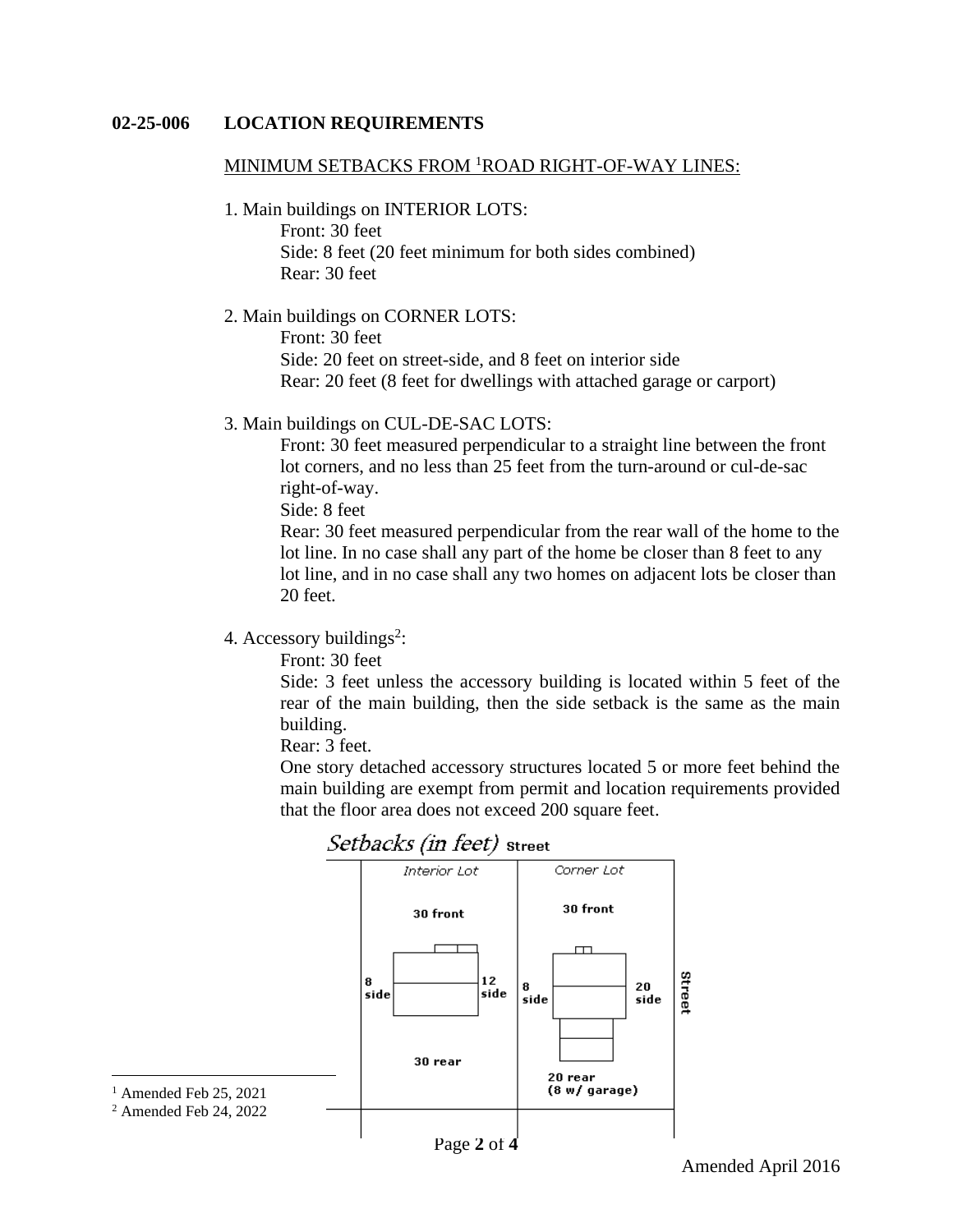## 02-25-006 LOCATION REQUIREMENTS

MINIMUM SETBACKS FROM [1]ROAD RIGHT-OF-WAY LINES:

1. Main buildings on INTERIOR LOTS:
   - Front: 30 feet
   - Side: 8 feet (20 feet minimum for both sides combined)
   - Rear: 30 feet

2. Main buildings on CORNER LOTS:
   - Front: 30 feet
   - Side: 20 feet on street-side, and 8 feet on interior side
   - Rear: 20 feet (8 feet for dwellings with attached garage or carport)

3. Main buildings on CUL-DE-SAC LOTS:
   - Front: 30 feet measured perpendicular to a straight line between the front lot corners, and no less than 25 feet from the turn-around or cul-de-sac right-of-way.
   - Side: 8 feet
   - Rear: 30 feet measured perpendicular from the rear wall of the home to the lot line. In no case shall any part of the home be closer than 8 feet to any lot line, and in no case shall any two homes on adjacent lots be closer than 20 feet.

4. Accessory buildings[2]:
   - Front: 30 feet
   - Side: 3 feet unless the accessory building is located within 5 feet of the rear of the main building, then the side setback is the same as the main building.
   - Rear: 3 feet.
   - One story detached accessory structures located 5 or more feet behind the main building are exempt from permit and location requirements provided that the floor area does not exceed 200 square feet.

*Setbacks (in feet)* Street

Interior Lot
30 front
8 side
12 side
30 rear

Corner Lot
30 front
8 side
20 side
20 rear
(8 w/ garage)

Street

[1] Amended Feb 25, 2021

[2] Amended Feb 24, 2022

Amended April 2016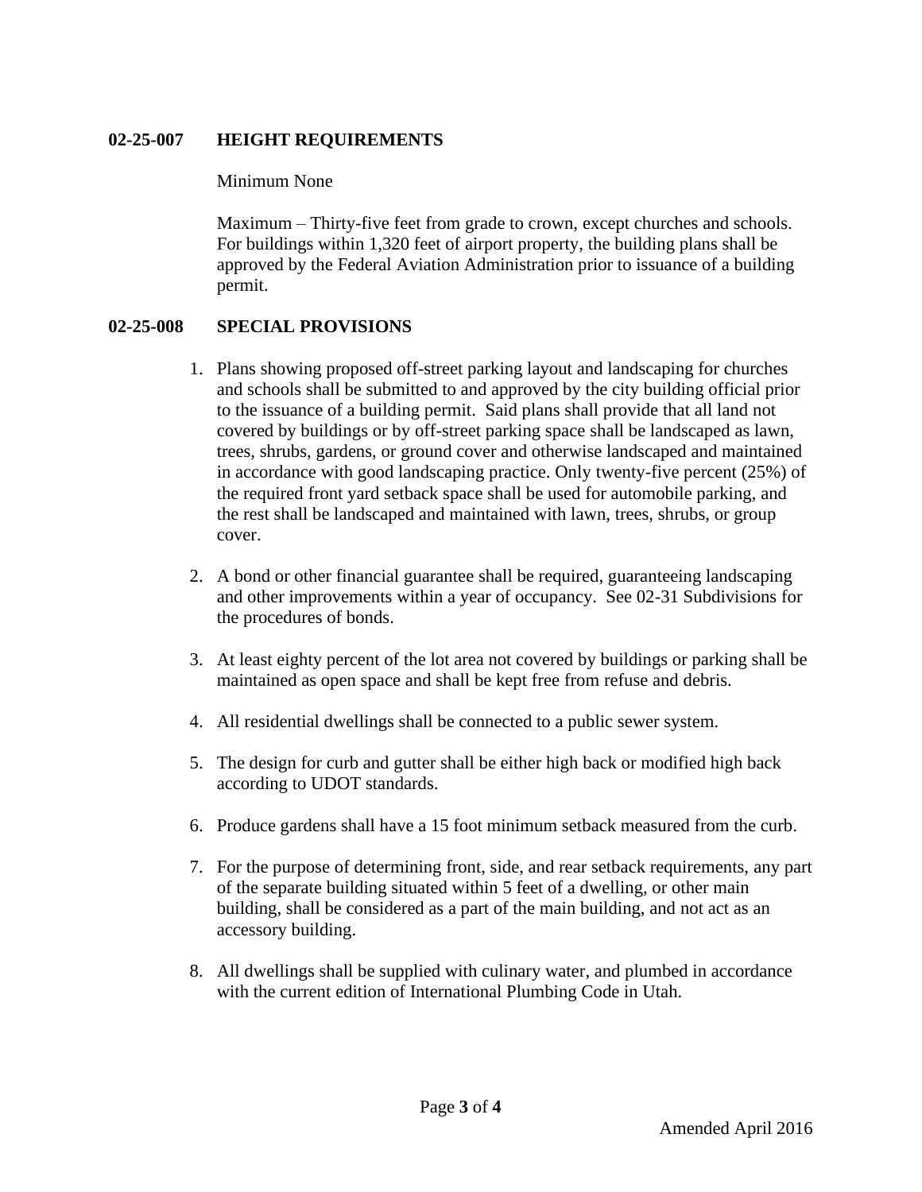### 02-25-007 HEIGHT REQUIREMENTS

Minimum None

Maximum – Thirty-five feet from grade to crown, except churches and schools. For buildings within 1,320 feet of airport property, the building plans shall be approved by the Federal Aviation Administration prior to issuance of a building permit.

### 02-25-008 SPECIAL PROVISIONS

1. Plans showing proposed off-street parking layout and landscaping for churches and schools shall be submitted to and approved by the city building official prior to the issuance of a building permit. Said plans shall provide that all land not covered by buildings or by off-street parking space shall be landscaped as lawn, trees, shrubs, gardens, or ground cover and otherwise landscaped and maintained in accordance with good landscaping practice. Only twenty-five percent (25%) of the required front yard setback space shall be used for automobile parking, and the rest shall be landscaped and maintained with lawn, trees, shrubs, or group cover.

2. A bond or other financial guarantee shall be required, guaranteeing landscaping and other improvements within a year of occupancy. See 02-31 Subdivisions for the procedures of bonds.

3. At least eighty percent of the lot area not covered by buildings or parking shall be maintained as open space and shall be kept free from refuse and debris.

4. All residential dwellings shall be connected to a public sewer system.

5. The design for curb and gutter shall be either high back or modified high back according to UDOT standards.

6. Produce gardens shall have a 15 foot minimum setback measured from the curb.

7. For the purpose of determining front, side, and rear setback requirements, any part of the separate building situated within 5 feet of a dwelling, or other main building, shall be considered as a part of the main building, and not act as an accessory building.

8. All dwellings shall be supplied with culinary water, and plumbed in accordance with the current edition of International Plumbing Code in Utah.

Amended April 2016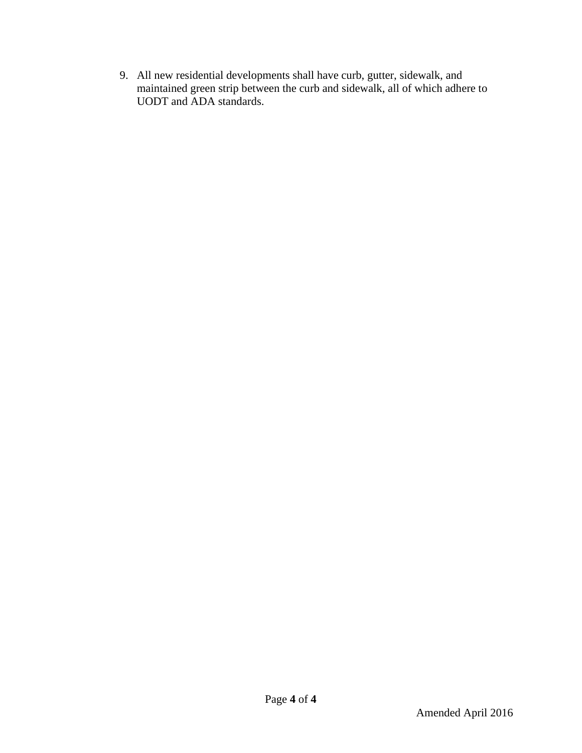9. All new residential developments shall have curb, gutter, sidewalk, and maintained green strip between the curb and sidewalk, all of which adhere to UODT and ADA standards.

Amended April 2016